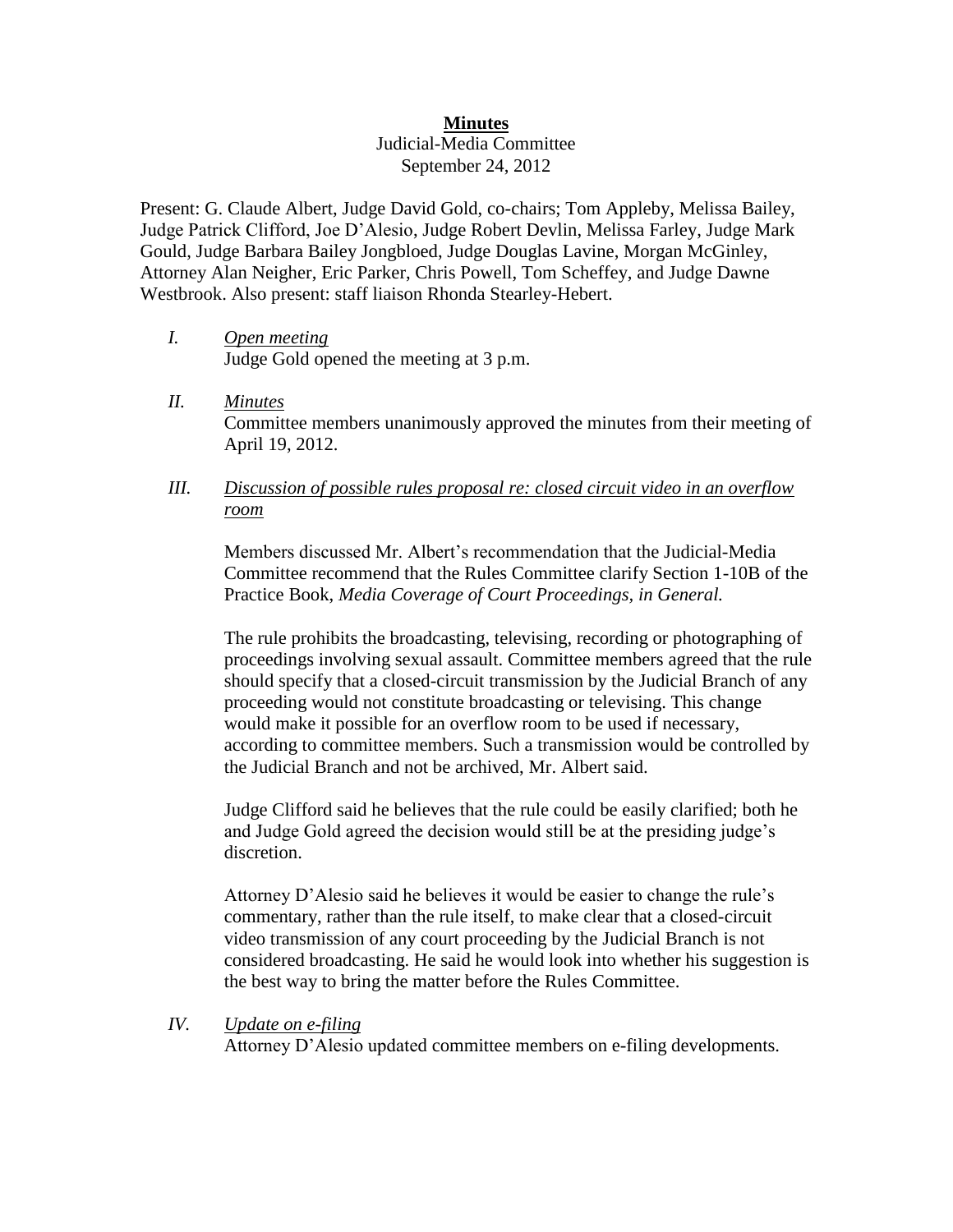# Minutes

Judicial-Media Committee
September 24, 2012

Present: G. Claude Albert, Judge David Gold, co-chairs; Tom Appleby, Melissa Bailey, Judge Patrick Clifford, Joe D'Alesio, Judge Robert Devlin, Melissa Farley, Judge Mark Gould, Judge Barbara Bailey Jongbloed, Judge Douglas Lavine, Morgan McGinley, Attorney Alan Neigher, Eric Parker, Chris Powell, Tom Scheffey, and Judge Dawne Westbrook. Also present: staff liaison Rhonda Stearley-Hebert.

I. *Open meeting*

Judge Gold opened the meeting at 3 p.m.

II. *Minutes*

Committee members unanimously approved the minutes from their meeting of April 19, 2012.

III. *Discussion of possible rules proposal re: closed circuit video in an overflow room*

Members discussed Mr. Albert's recommendation that the Judicial-Media Committee recommend that the Rules Committee clarify Section 1-10B of the Practice Book, *Media Coverage of Court Proceedings, in General.*

The rule prohibits the broadcasting, televising, recording or photographing of proceedings involving sexual assault. Committee members agreed that the rule should specify that a closed-circuit transmission by the Judicial Branch of any proceeding would not constitute broadcasting or televising. This change would make it possible for an overflow room to be used if necessary, according to committee members. Such a transmission would be controlled by the Judicial Branch and not be archived, Mr. Albert said.

Judge Clifford said he believes that the rule could be easily clarified; both he and Judge Gold agreed the decision would still be at the presiding judge's discretion.

Attorney D'Alesio said he believes it would be easier to change the rule's commentary, rather than the rule itself, to make clear that a closed-circuit video transmission of any court proceeding by the Judicial Branch is not considered broadcasting. He said he would look into whether his suggestion is the best way to bring the matter before the Rules Committee.

IV. *Update on e-filing*

Attorney D'Alesio updated committee members on e-filing developments.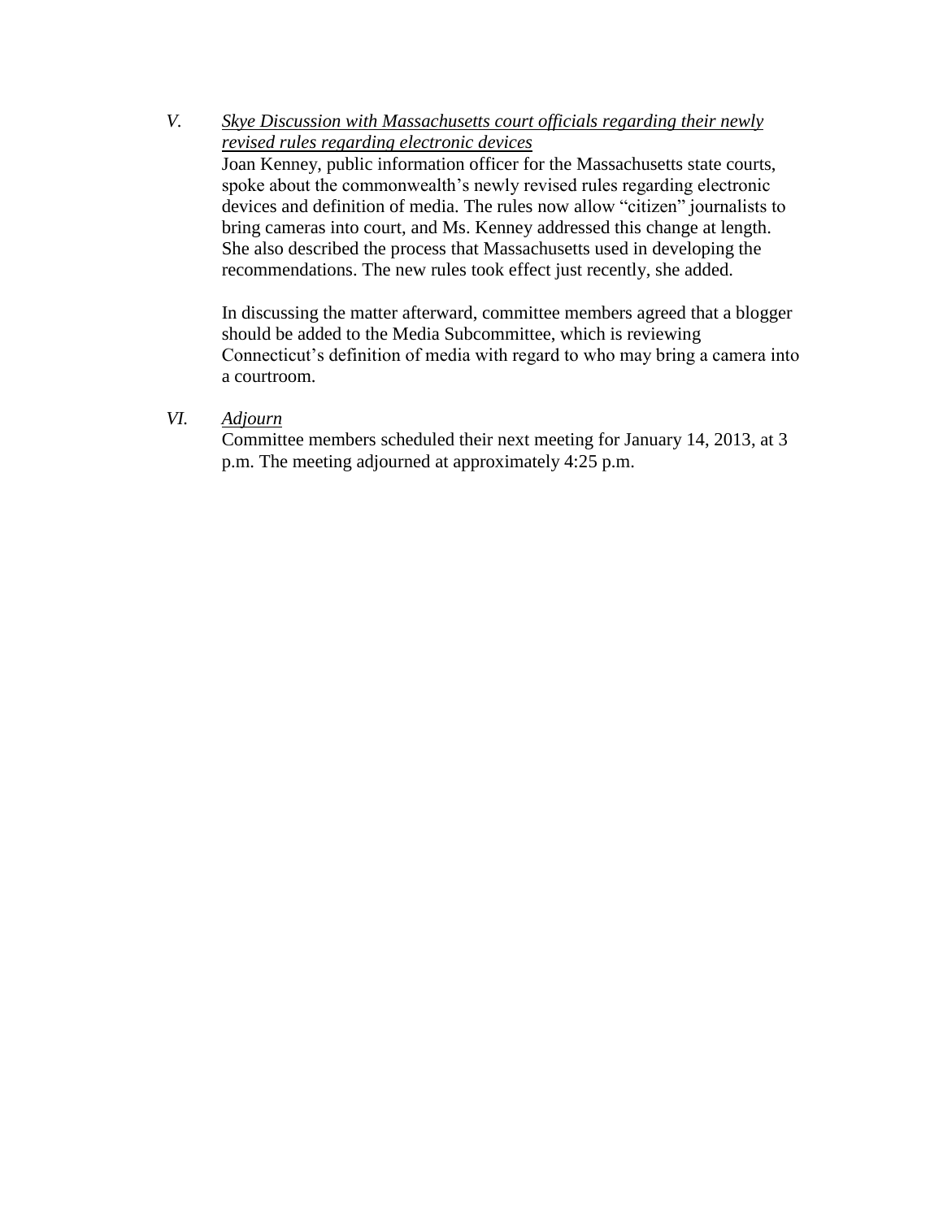V. ***Skye Discussion with Massachusetts court officials regarding their newly revised rules regarding electronic devices***

Joan Kenney, public information officer for the Massachusetts state courts, spoke about the commonwealth's newly revised rules regarding electronic devices and definition of media. The rules now allow "citizen" journalists to bring cameras into court, and Ms. Kenney addressed this change at length. She also described the process that Massachusetts used in developing the recommendations. The new rules took effect just recently, she added.

In discussing the matter afterward, committee members agreed that a blogger should be added to the Media Subcommittee, which is reviewing Connecticut's definition of media with regard to who may bring a camera into a courtroom.

VI. ***Adjourn***

Committee members scheduled their next meeting for January 14, 2013, at 3 p.m. The meeting adjourned at approximately 4:25 p.m.